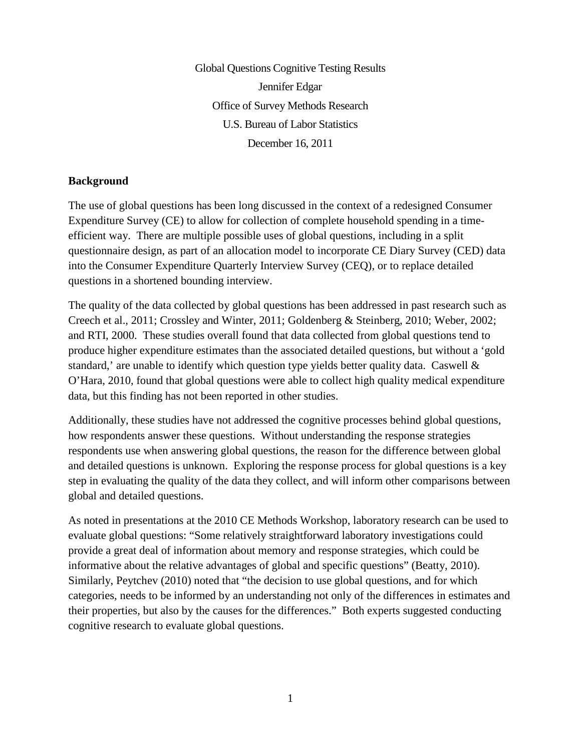# Global Questions Cognitive Testing Results

Jennifer Edgar

Office of Survey Methods Research

U.S. Bureau of Labor Statistics

December 16, 2011

## Background

The use of global questions has been long discussed in the context of a redesigned Consumer Expenditure Survey (CE) to allow for collection of complete household spending in a time-efficient way. There are multiple possible uses of global questions, including in a split questionnaire design, as part of an allocation model to incorporate CE Diary Survey (CED) data into the Consumer Expenditure Quarterly Interview Survey (CEQ), or to replace detailed questions in a shortened bounding interview.

The quality of the data collected by global questions has been addressed in past research such as Creech et al., 2011; Crossley and Winter, 2011; Goldenberg & Steinberg, 2010; Weber, 2002; and RTI, 2000. These studies overall found that data collected from global questions tend to produce higher expenditure estimates than the associated detailed questions, but without a 'gold standard,' are unable to identify which question type yields better quality data. Caswell & O'Hara, 2010, found that global questions were able to collect high quality medical expenditure data, but this finding has not been reported in other studies.

Additionally, these studies have not addressed the cognitive processes behind global questions, how respondents answer these questions. Without understanding the response strategies respondents use when answering global questions, the reason for the difference between global and detailed questions is unknown. Exploring the response process for global questions is a key step in evaluating the quality of the data they collect, and will inform other comparisons between global and detailed questions.

As noted in presentations at the 2010 CE Methods Workshop, laboratory research can be used to evaluate global questions: "Some relatively straightforward laboratory investigations could provide a great deal of information about memory and response strategies, which could be informative about the relative advantages of global and specific questions" (Beatty, 2010). Similarly, Peytchev (2010) noted that "the decision to use global questions, and for which categories, needs to be informed by an understanding not only of the differences in estimates and their properties, but also by the causes for the differences." Both experts suggested conducting cognitive research to evaluate global questions.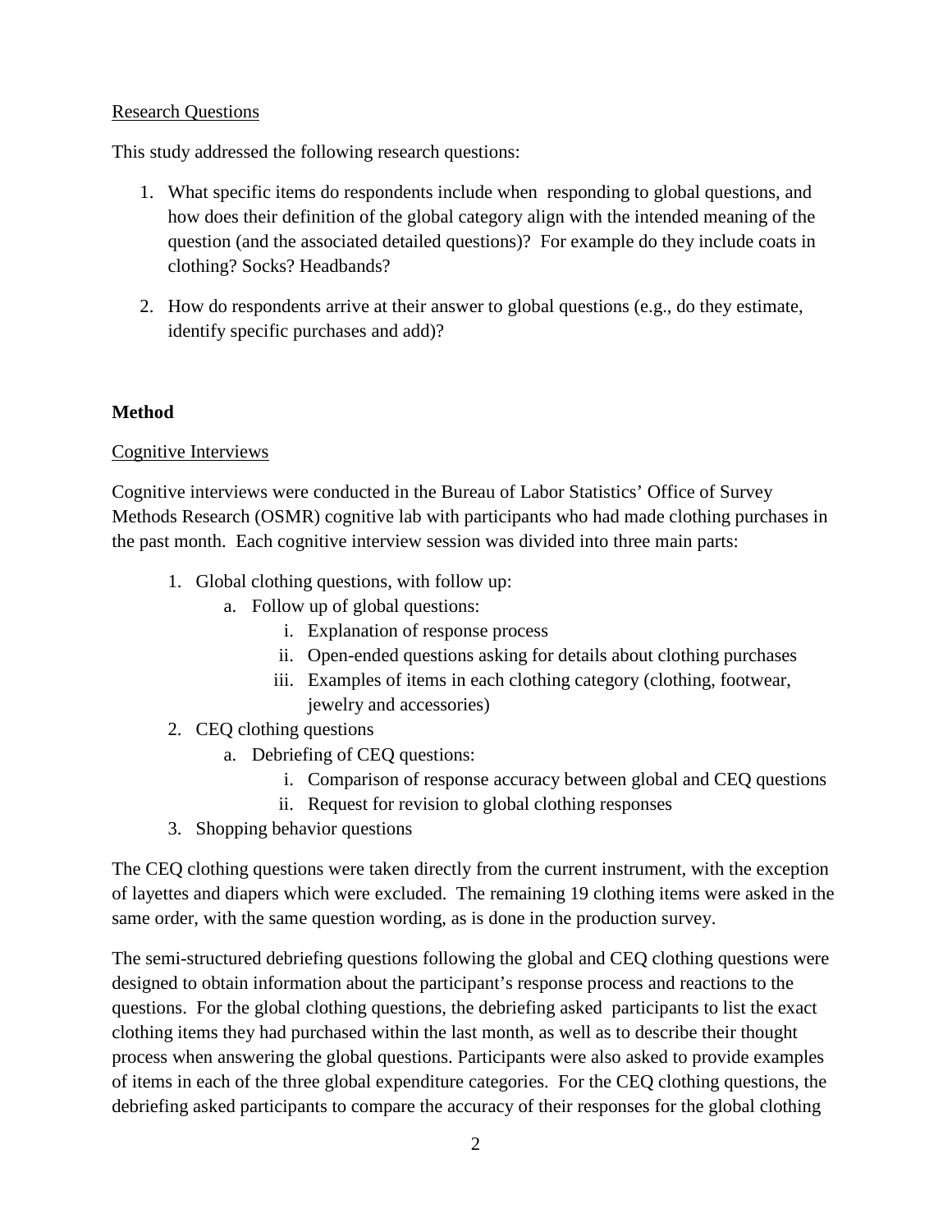Research Questions

This study addressed the following research questions:

1. What specific items do respondents include when responding to global questions, and how does their definition of the global category align with the intended meaning of the question (and the associated detailed questions)? For example do they include coats in clothing? Socks? Headbands?

2. How do respondents arrive at their answer to global questions (e.g., do they estimate, identify specific purchases and add)?

## Method

Cognitive Interviews

Cognitive interviews were conducted in the Bureau of Labor Statistics' Office of Survey Methods Research (OSMR) cognitive lab with participants who had made clothing purchases in the past month. Each cognitive interview session was divided into three main parts:

1. Global clothing questions, with follow up:
   a. Follow up of global questions:
      i. Explanation of response process
      ii. Open-ended questions asking for details about clothing purchases
      iii. Examples of items in each clothing category (clothing, footwear, jewelry and accessories)
2. CEQ clothing questions
   a. Debriefing of CEQ questions:
      i. Comparison of response accuracy between global and CEQ questions
      ii. Request for revision to global clothing responses
3. Shopping behavior questions

The CEQ clothing questions were taken directly from the current instrument, with the exception of layettes and diapers which were excluded. The remaining 19 clothing items were asked in the same order, with the same question wording, as is done in the production survey.

The semi-structured debriefing questions following the global and CEQ clothing questions were designed to obtain information about the participant's response process and reactions to the questions. For the global clothing questions, the debriefing asked participants to list the exact clothing items they had purchased within the last month, as well as to describe their thought process when answering the global questions. Participants were also asked to provide examples of items in each of the three global expenditure categories. For the CEQ clothing questions, the debriefing asked participants to compare the accuracy of their responses for the global clothing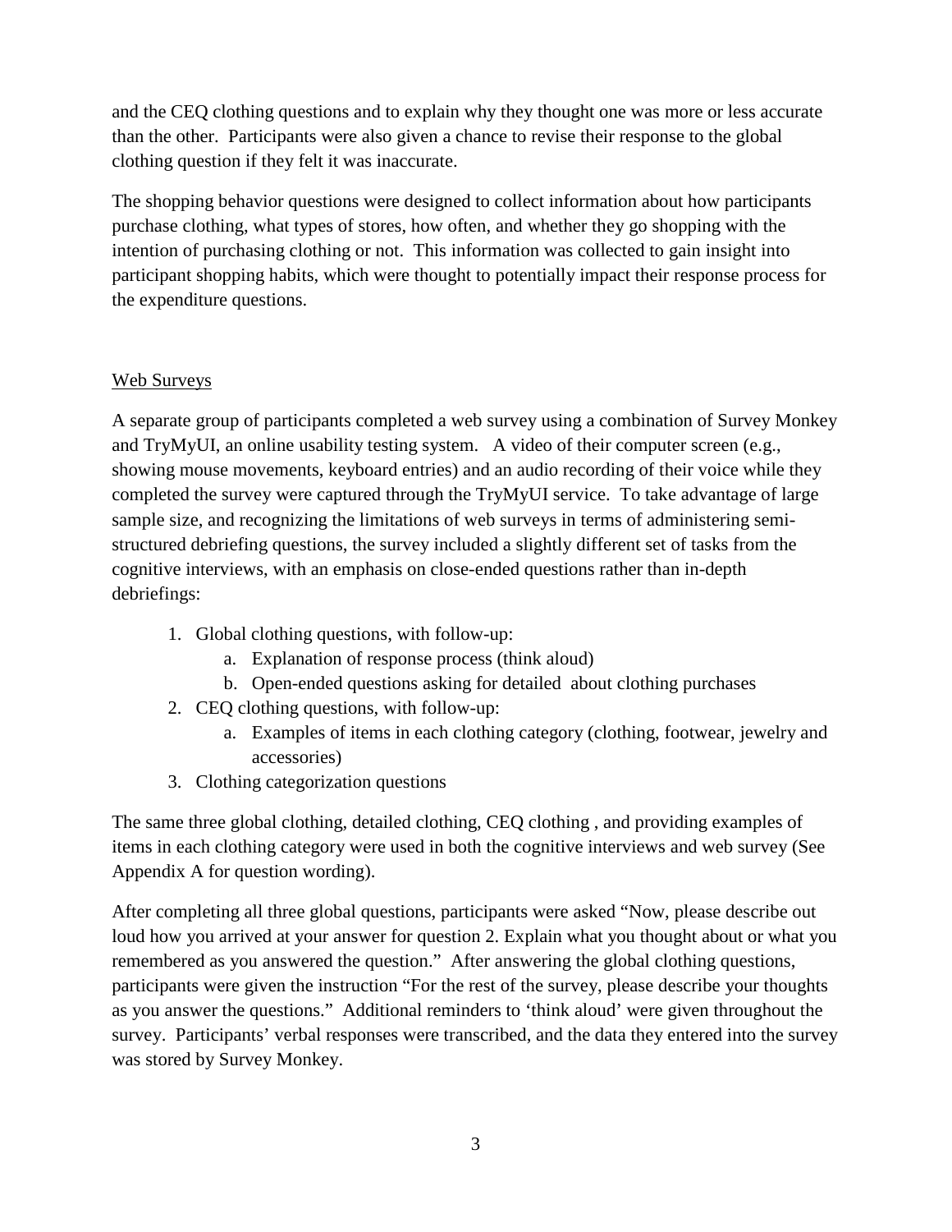and the CEQ clothing questions and to explain why they thought one was more or less accurate than the other. Participants were also given a chance to revise their response to the global clothing question if they felt it was inaccurate.

The shopping behavior questions were designed to collect information about how participants purchase clothing, what types of stores, how often, and whether they go shopping with the intention of purchasing clothing or not. This information was collected to gain insight into participant shopping habits, which were thought to potentially impact their response process for the expenditure questions.

### Web Surveys

A separate group of participants completed a web survey using a combination of Survey Monkey and TryMyUI, an online usability testing system. A video of their computer screen (e.g., showing mouse movements, keyboard entries) and an audio recording of their voice while they completed the survey were captured through the TryMyUI service. To take advantage of large sample size, and recognizing the limitations of web surveys in terms of administering semi-structured debriefing questions, the survey included a slightly different set of tasks from the cognitive interviews, with an emphasis on close-ended questions rather than in-depth debriefings:

1. Global clothing questions, with follow-up:
    a. Explanation of response process (think aloud)
    b. Open-ended questions asking for detailed about clothing purchases
2. CEQ clothing questions, with follow-up:
    a. Examples of items in each clothing category (clothing, footwear, jewelry and accessories)
3. Clothing categorization questions

The same three global clothing, detailed clothing, CEQ clothing , and providing examples of items in each clothing category were used in both the cognitive interviews and web survey (See Appendix A for question wording).

After completing all three global questions, participants were asked "Now, please describe out loud how you arrived at your answer for question 2. Explain what you thought about or what you remembered as you answered the question." After answering the global clothing questions, participants were given the instruction "For the rest of the survey, please describe your thoughts as you answer the questions." Additional reminders to 'think aloud' were given throughout the survey. Participants' verbal responses were transcribed, and the data they entered into the survey was stored by Survey Monkey.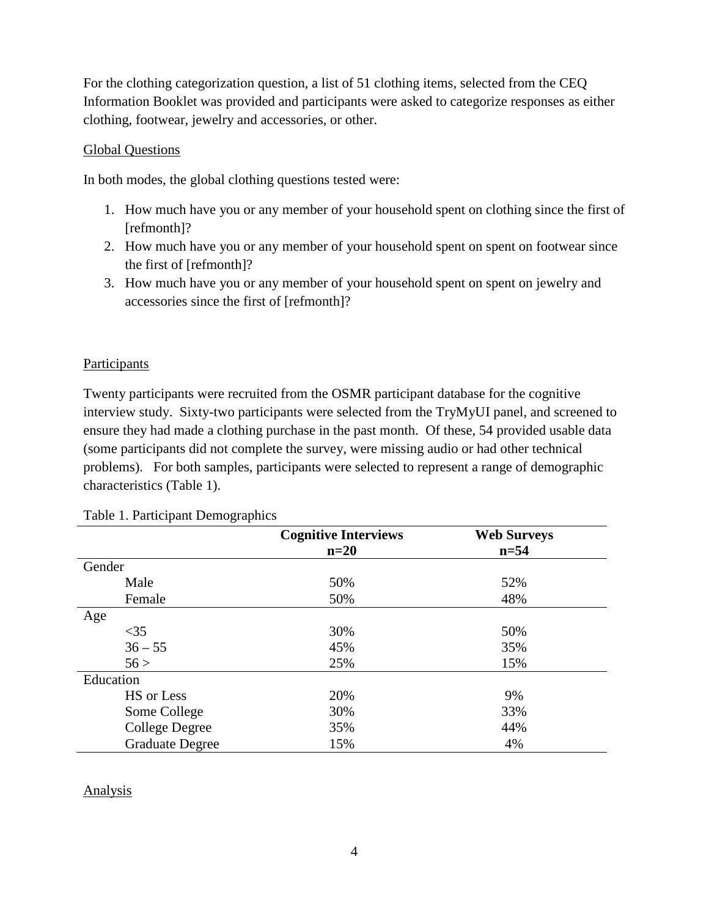For the clothing categorization question, a list of 51 clothing items, selected from the CEQ Information Booklet was provided and participants were asked to categorize responses as either clothing, footwear, jewelry and accessories, or other.

Global Questions

In both modes, the global clothing questions tested were:

1. How much have you or any member of your household spent on clothing since the first of [refmonth]?
2. How much have you or any member of your household spent on spent on footwear since the first of [refmonth]?
3. How much have you or any member of your household spent on spent on jewelry and accessories since the first of [refmonth]?

Participants

Twenty participants were recruited from the OSMR participant database for the cognitive interview study. Sixty-two participants were selected from the TryMyUI panel, and screened to ensure they had made a clothing purchase in the past month. Of these, 54 provided usable data (some participants did not complete the survey, were missing audio or had other technical problems). For both samples, participants were selected to represent a range of demographic characteristics (Table 1).

Table 1. Participant Demographics

| | **Cognitive Interviews n=20** | **Web Surveys n=54** |
|---|---|---|
| Gender | | |
| Male | 50% | 52% |
| Female | 50% | 48% |
| Age | | |
| <35 | 30% | 50% |
| 36 – 55 | 45% | 35% |
| 56 > | 25% | 15% |
| Education | | |
| HS or Less | 20% | 9% |
| Some College | 30% | 33% |
| College Degree | 35% | 44% |
| Graduate Degree | 15% | 4% |

Analysis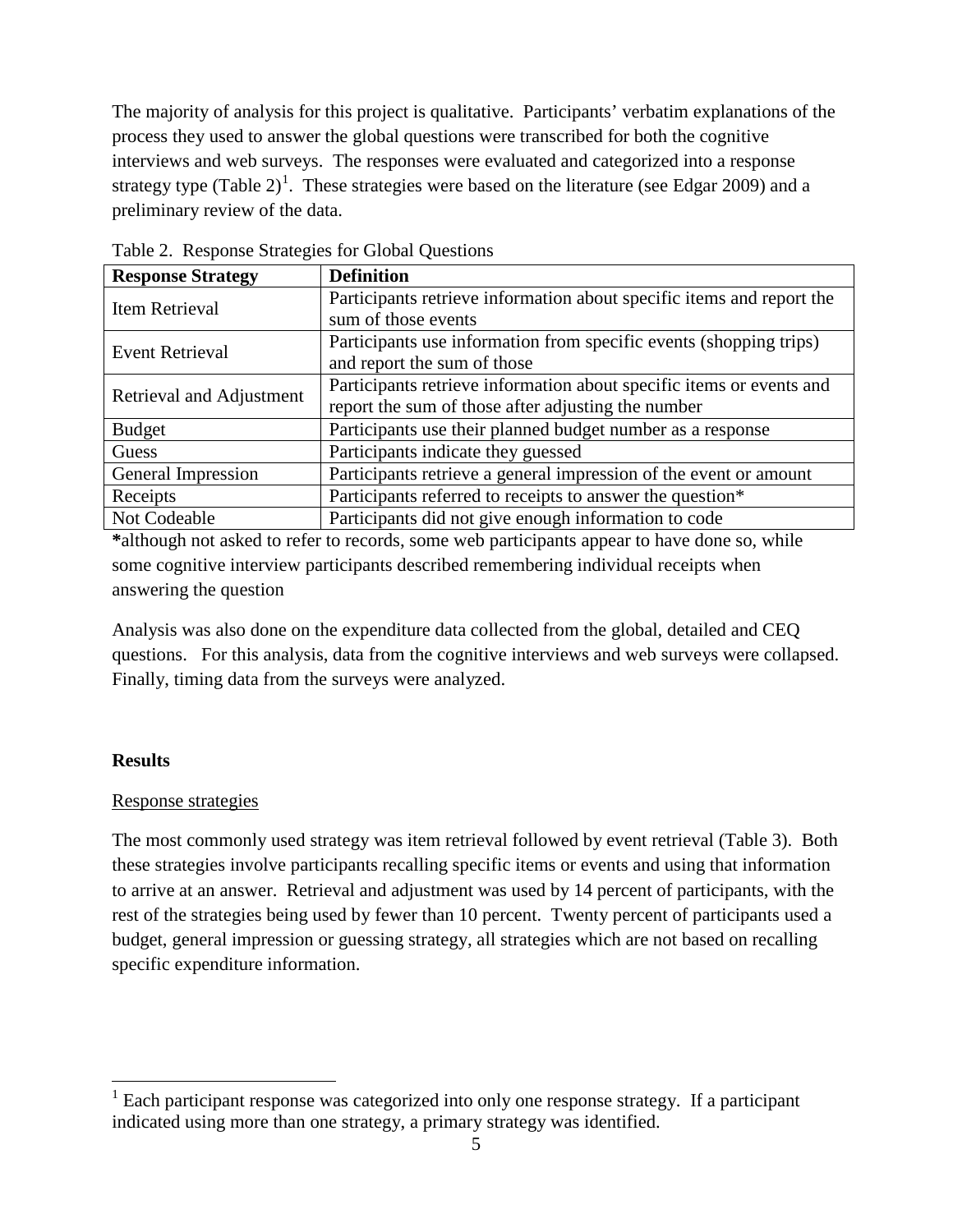The majority of analysis for this project is qualitative. Participants' verbatim explanations of the process they used to answer the global questions were transcribed for both the cognitive interviews and web surveys. The responses were evaluated and categorized into a response strategy type (Table 2)[1]. These strategies were based on the literature (see Edgar 2009) and a preliminary review of the data.

Table 2. Response Strategies for Global Questions

| Response Strategy | Definition |
|---|---|
| Item Retrieval | Participants retrieve information about specific items and report the sum of those events |
| Event Retrieval | Participants use information from specific events (shopping trips) and report the sum of those |
| Retrieval and Adjustment | Participants retrieve information about specific items or events and report the sum of those after adjusting the number |
| Budget | Participants use their planned budget number as a response |
| Guess | Participants indicate they guessed |
| General Impression | Participants retrieve a general impression of the event or amount |
| Receipts | Participants referred to receipts to answer the question* |
| Not Codeable | Participants did not give enough information to code |

***although not asked to refer to records, some web participants appear to have done so, while some cognitive interview participants described remembering individual receipts when answering the question

Analysis was also done on the expenditure data collected from the global, detailed and CEQ questions. For this analysis, data from the cognitive interviews and web surveys were collapsed. Finally, timing data from the surveys were analyzed.

## Results

### Response strategies

The most commonly used strategy was item retrieval followed by event retrieval (Table 3). Both these strategies involve participants recalling specific items or events and using that information to arrive at an answer. Retrieval and adjustment was used by 14 percent of participants, with the rest of the strategies being used by fewer than 10 percent. Twenty percent of participants used a budget, general impression or guessing strategy, all strategies which are not based on recalling specific expenditure information.

[1] Each participant response was categorized into only one response strategy. If a participant indicated using more than one strategy, a primary strategy was identified.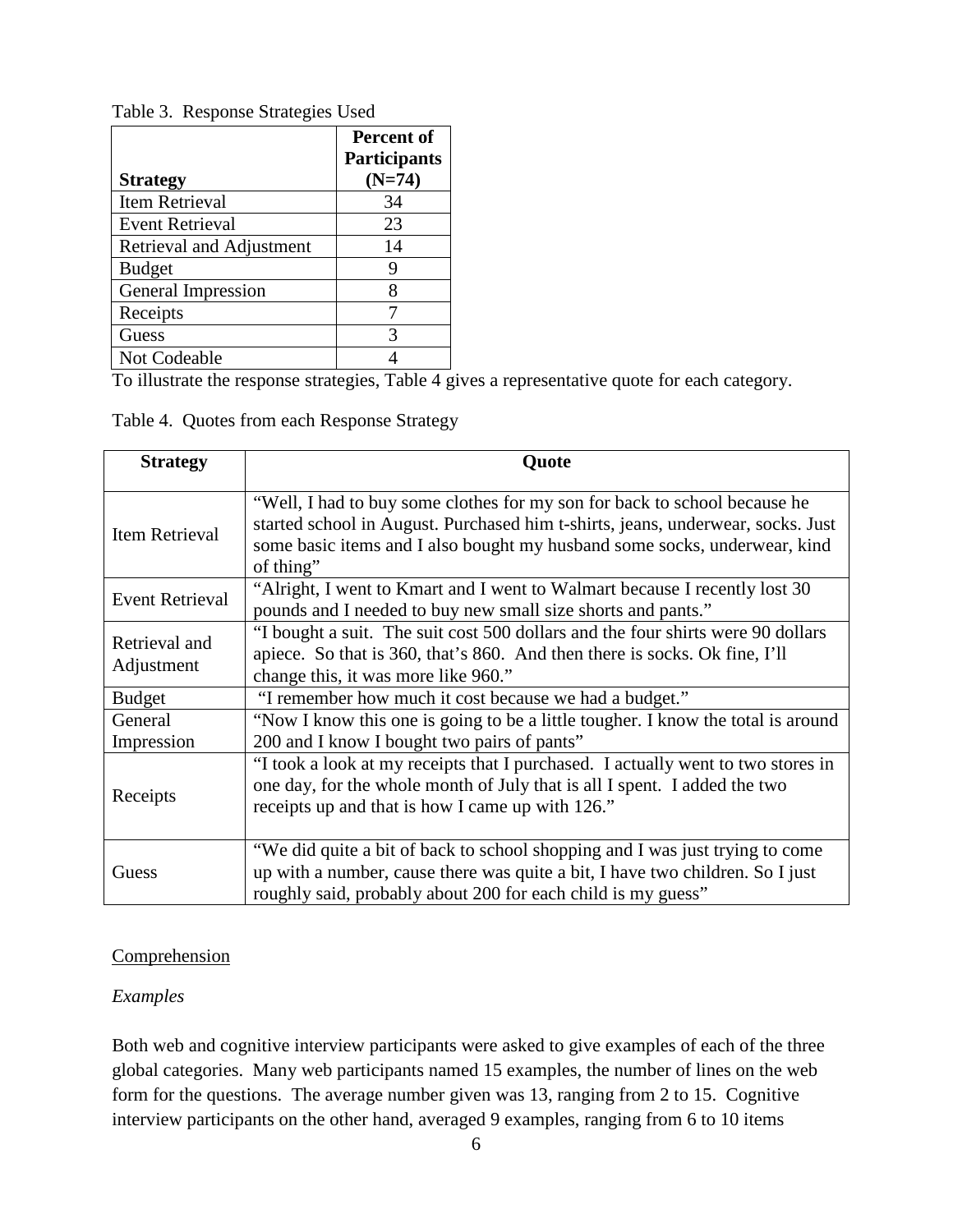Table 3. Response Strategies Used

| Strategy | Percent of Participants (N=74) |
|---|---|
| Item Retrieval | 34 |
| Event Retrieval | 23 |
| Retrieval and Adjustment | 14 |
| Budget | 9 |
| General Impression | 8 |
| Receipts | 7 |
| Guess | 3 |
| Not Codeable | 4 |

To illustrate the response strategies, Table 4 gives a representative quote for each category.

Table 4. Quotes from each Response Strategy

| Strategy | Quote |
|---|---|
| Item Retrieval | "Well, I had to buy some clothes for my son for back to school because he started school in August. Purchased him t-shirts, jeans, underwear, socks. Just some basic items and I also bought my husband some socks, underwear, kind of thing" |
| Event Retrieval | "Alright, I went to Kmart and I went to Walmart because I recently lost 30 pounds and I needed to buy new small size shorts and pants." |
| Retrieval and Adjustment | "I bought a suit. The suit cost 500 dollars and the four shirts were 90 dollars apiece. So that is 360, that's 860. And then there is socks. Ok fine, I'll change this, it was more like 960." |
| Budget | "I remember how much it cost because we had a budget." |
| General Impression | "Now I know this one is going to be a little tougher. I know the total is around 200 and I know I bought two pairs of pants" |
| Receipts | "I took a look at my receipts that I purchased. I actually went to two stores in one day, for the whole month of July that is all I spent. I added the two receipts up and that is how I came up with 126." |
| Guess | "We did quite a bit of back to school shopping and I was just trying to come up with a number, cause there was quite a bit, I have two children. So I just roughly said, probably about 200 for each child is my guess" |

Comprehension

*Examples*

Both web and cognitive interview participants were asked to give examples of each of the three global categories. Many web participants named 15 examples, the number of lines on the web form for the questions. The average number given was 13, ranging from 2 to 15. Cognitive interview participants on the other hand, averaged 9 examples, ranging from 6 to 10 items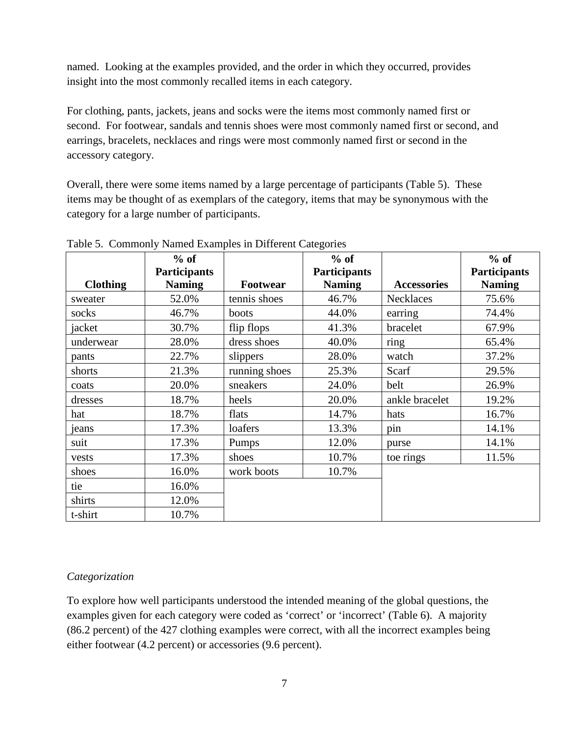named. Looking at the examples provided, and the order in which they occurred, provides insight into the most commonly recalled items in each category.

For clothing, pants, jackets, jeans and socks were the items most commonly named first or second. For footwear, sandals and tennis shoes were most commonly named first or second, and earrings, bracelets, necklaces and rings were most commonly named first or second in the accessory category.

Overall, there were some items named by a large percentage of participants (Table 5). These items may be thought of as exemplars of the category, items that may be synonymous with the category for a large number of participants.

Table 5. Commonly Named Examples in Different Categories

| Clothing | % of Participants Naming | Footwear | % of Participants Naming | Accessories | % of Participants Naming |
|---|---|---|---|---|---|
| sweater | 52.0% | tennis shoes | 46.7% | Necklaces | 75.6% |
| socks | 46.7% | boots | 44.0% | earring | 74.4% |
| jacket | 30.7% | flip flops | 41.3% | bracelet | 67.9% |
| underwear | 28.0% | dress shoes | 40.0% | ring | 65.4% |
| pants | 22.7% | slippers | 28.0% | watch | 37.2% |
| shorts | 21.3% | running shoes | 25.3% | Scarf | 29.5% |
| coats | 20.0% | sneakers | 24.0% | belt | 26.9% |
| dresses | 18.7% | heels | 20.0% | ankle bracelet | 19.2% |
| hat | 18.7% | flats | 14.7% | hats | 16.7% |
| jeans | 17.3% | loafers | 13.3% | pin | 14.1% |
| suit | 17.3% | Pumps | 12.0% | purse | 14.1% |
| vests | 17.3% | shoes | 10.7% | toe rings | 11.5% |
| shoes | 16.0% | work boots | 10.7% | | |
| tie | 16.0% | | | | |
| shirts | 12.0% | | | | |
| t-shirt | 10.7% | | | | |

*Categorization*

To explore how well participants understood the intended meaning of the global questions, the examples given for each category were coded as 'correct' or 'incorrect' (Table 6). A majority (86.2 percent) of the 427 clothing examples were correct, with all the incorrect examples being either footwear (4.2 percent) or accessories (9.6 percent).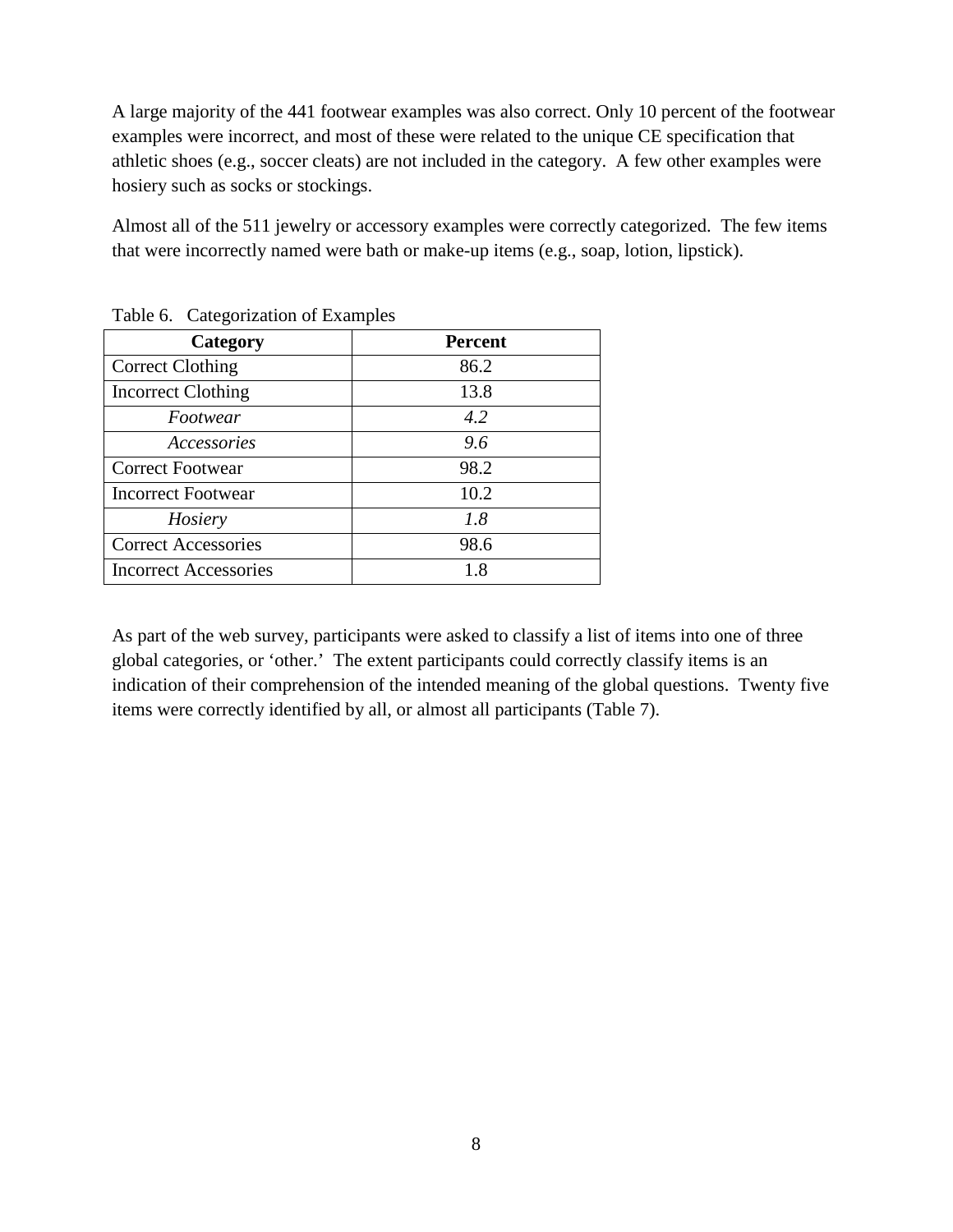A large majority of the 441 footwear examples was also correct. Only 10 percent of the footwear examples were incorrect, and most of these were related to the unique CE specification that athletic shoes (e.g., soccer cleats) are not included in the category. A few other examples were hosiery such as socks or stockings.

Almost all of the 511 jewelry or accessory examples were correctly categorized. The few items that were incorrectly named were bath or make-up items (e.g., soap, lotion, lipstick).

Table 6. Categorization of Examples

| Category | Percent |
|---|---|
| Correct Clothing | 86.2 |
| Incorrect Clothing | 13.8 |
| *Footwear* | *4.2* |
| *Accessories* | *9.6* |
| Correct Footwear | 98.2 |
| Incorrect Footwear | 10.2 |
| *Hosiery* | *1.8* |
| Correct Accessories | 98.6 |
| Incorrect Accessories | 1.8 |

As part of the web survey, participants were asked to classify a list of items into one of three global categories, or 'other.' The extent participants could correctly classify items is an indication of their comprehension of the intended meaning of the global questions. Twenty five items were correctly identified by all, or almost all participants (Table 7).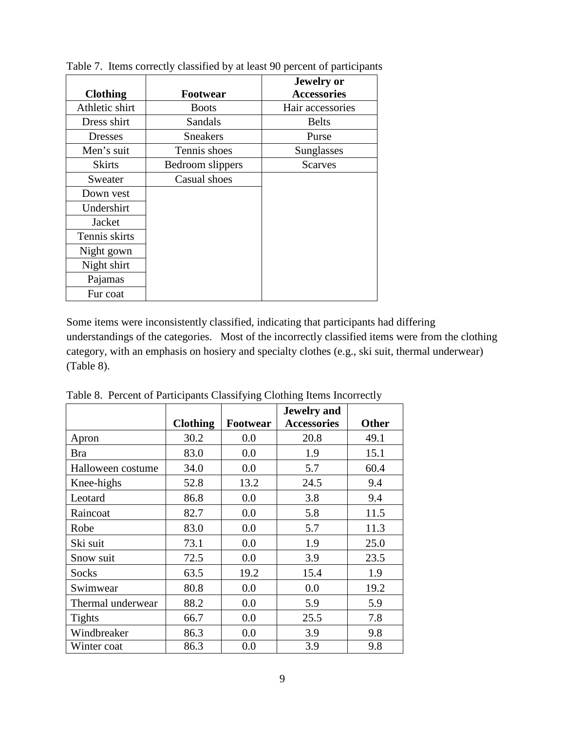Table 7. Items correctly classified by at least 90 percent of participants

| Clothing | Footwear | Jewelry or Accessories |
|---|---|---|
| Athletic shirt | Boots | Hair accessories |
| Dress shirt | Sandals | Belts |
| Dresses | Sneakers | Purse |
| Men’s suit | Tennis shoes | Sunglasses |
| Skirts | Bedroom slippers | Scarves |
| Sweater | Casual shoes | |
| Down vest | | |
| Undershirt | | |
| Jacket | | |
| Tennis skirts | | |
| Night gown | | |
| Night shirt | | |
| Pajamas | | |
| Fur coat | | |

Some items were inconsistently classified, indicating that participants had differing understandings of the categories. Most of the incorrectly classified items were from the clothing category, with an emphasis on hosiery and specialty clothes (e.g., ski suit, thermal underwear) (Table 8).

Table 8. Percent of Participants Classifying Clothing Items Incorrectly

| | Clothing | Footwear | Jewelry and Accessories | Other |
|---|---|---|---|---|
| Apron | 30.2 | 0.0 | 20.8 | 49.1 |
| Bra | 83.0 | 0.0 | 1.9 | 15.1 |
| Halloween costume | 34.0 | 0.0 | 5.7 | 60.4 |
| Knee-highs | 52.8 | 13.2 | 24.5 | 9.4 |
| Leotard | 86.8 | 0.0 | 3.8 | 9.4 |
| Raincoat | 82.7 | 0.0 | 5.8 | 11.5 |
| Robe | 83.0 | 0.0 | 5.7 | 11.3 |
| Ski suit | 73.1 | 0.0 | 1.9 | 25.0 |
| Snow suit | 72.5 | 0.0 | 3.9 | 23.5 |
| Socks | 63.5 | 19.2 | 15.4 | 1.9 |
| Swimwear | 80.8 | 0.0 | 0.0 | 19.2 |
| Thermal underwear | 88.2 | 0.0 | 5.9 | 5.9 |
| Tights | 66.7 | 0.0 | 25.5 | 7.8 |
| Windbreaker | 86.3 | 0.0 | 3.9 | 9.8 |
| Winter coat | 86.3 | 0.0 | 3.9 | 9.8 |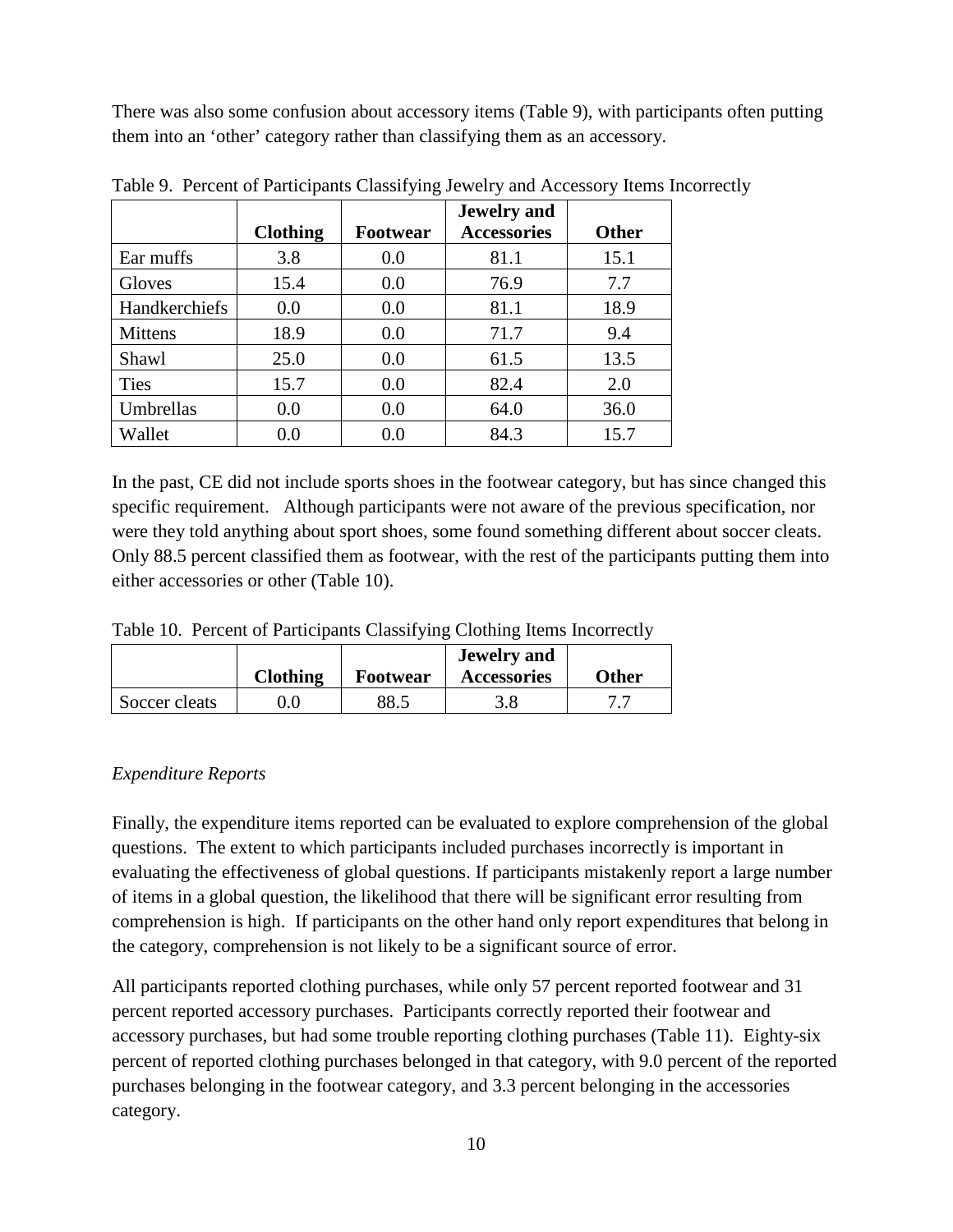There was also some confusion about accessory items (Table 9), with participants often putting them into an 'other' category rather than classifying them as an accessory.

Table 9. Percent of Participants Classifying Jewelry and Accessory Items Incorrectly

| | Clothing | Footwear | Jewelry and Accessories | Other |
|---|---|---|---|---|
| Ear muffs | 3.8 | 0.0 | 81.1 | 15.1 |
| Gloves | 15.4 | 0.0 | 76.9 | 7.7 |
| Handkerchiefs | 0.0 | 0.0 | 81.1 | 18.9 |
| Mittens | 18.9 | 0.0 | 71.7 | 9.4 |
| Shawl | 25.0 | 0.0 | 61.5 | 13.5 |
| Ties | 15.7 | 0.0 | 82.4 | 2.0 |
| Umbrellas | 0.0 | 0.0 | 64.0 | 36.0 |
| Wallet | 0.0 | 0.0 | 84.3 | 15.7 |

In the past, CE did not include sports shoes in the footwear category, but has since changed this specific requirement. Although participants were not aware of the previous specification, nor were they told anything about sport shoes, some found something different about soccer cleats. Only 88.5 percent classified them as footwear, with the rest of the participants putting them into either accessories or other (Table 10).

Table 10. Percent of Participants Classifying Clothing Items Incorrectly

| | Clothing | Footwear | Jewelry and Accessories | Other |
|---|---|---|---|---|
| Soccer cleats | 0.0 | 88.5 | 3.8 | 7.7 |

*Expenditure Reports*

Finally, the expenditure items reported can be evaluated to explore comprehension of the global questions. The extent to which participants included purchases incorrectly is important in evaluating the effectiveness of global questions. If participants mistakenly report a large number of items in a global question, the likelihood that there will be significant error resulting from comprehension is high. If participants on the other hand only report expenditures that belong in the category, comprehension is not likely to be a significant source of error.

All participants reported clothing purchases, while only 57 percent reported footwear and 31 percent reported accessory purchases. Participants correctly reported their footwear and accessory purchases, but had some trouble reporting clothing purchases (Table 11). Eighty-six percent of reported clothing purchases belonged in that category, with 9.0 percent of the reported purchases belonging in the footwear category, and 3.3 percent belonging in the accessories category.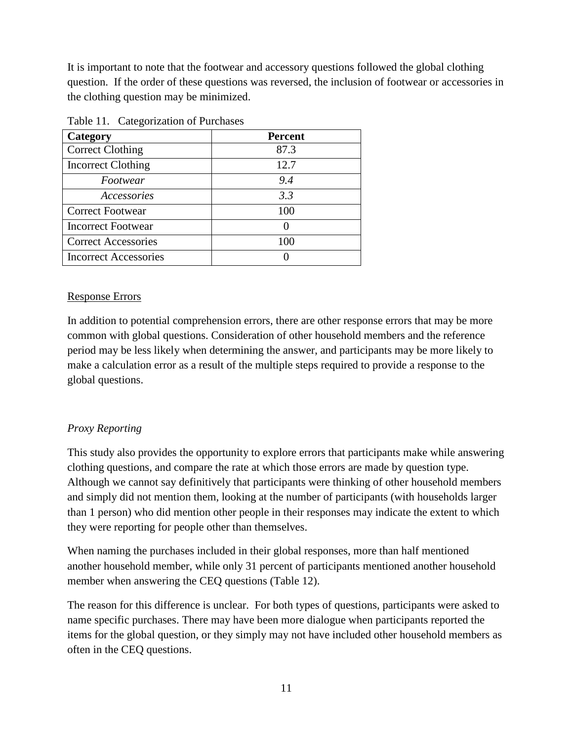It is important to note that the footwear and accessory questions followed the global clothing question. If the order of these questions was reversed, the inclusion of footwear or accessories in the clothing question may be minimized.

Table 11. Categorization of Purchases

| Category | Percent |
|---|---|
| Correct Clothing | 87.3 |
| Incorrect Clothing | 12.7 |
| *Footwear* | *9.4* |
| *Accessories* | *3.3* |
| Correct Footwear | 100 |
| Incorrect Footwear | 0 |
| Correct Accessories | 100 |
| Incorrect Accessories | 0 |

<u>Response Errors</u>

In addition to potential comprehension errors, there are other response errors that may be more common with global questions. Consideration of other household members and the reference period may be less likely when determining the answer, and participants may be more likely to make a calculation error as a result of the multiple steps required to provide a response to the global questions.

*Proxy Reporting*

This study also provides the opportunity to explore errors that participants make while answering clothing questions, and compare the rate at which those errors are made by question type. Although we cannot say definitively that participants were thinking of other household members and simply did not mention them, looking at the number of participants (with households larger than 1 person) who did mention other people in their responses may indicate the extent to which they were reporting for people other than themselves.

When naming the purchases included in their global responses, more than half mentioned another household member, while only 31 percent of participants mentioned another household member when answering the CEQ questions (Table 12).

The reason for this difference is unclear. For both types of questions, participants were asked to name specific purchases. There may have been more dialogue when participants reported the items for the global question, or they simply may not have included other household members as often in the CEQ questions.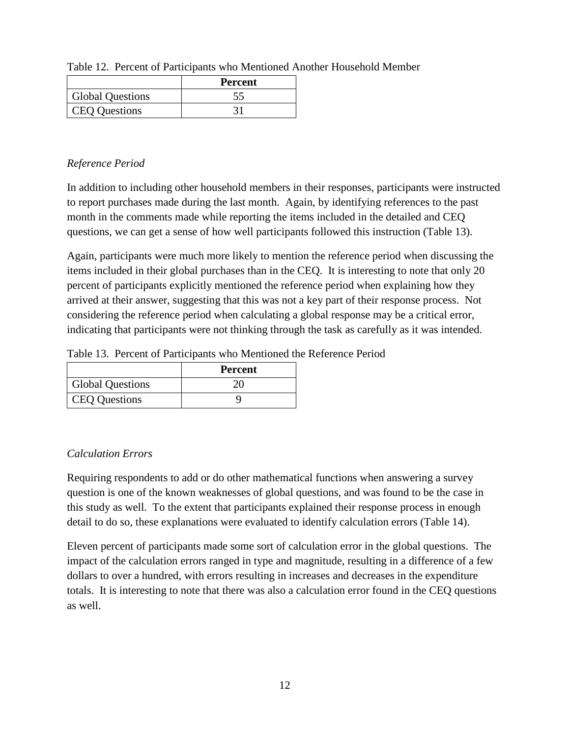Table 12. Percent of Participants who Mentioned Another Household Member

| | Percent |
|---|---|
| Global Questions | 55 |
| CEQ Questions | 31 |

*Reference Period*

In addition to including other household members in their responses, participants were instructed to report purchases made during the last month. Again, by identifying references to the past month in the comments made while reporting the items included in the detailed and CEQ questions, we can get a sense of how well participants followed this instruction (Table 13).

Again, participants were much more likely to mention the reference period when discussing the items included in their global purchases than in the CEQ. It is interesting to note that only 20 percent of participants explicitly mentioned the reference period when explaining how they arrived at their answer, suggesting that this was not a key part of their response process. Not considering the reference period when calculating a global response may be a critical error, indicating that participants were not thinking through the task as carefully as it was intended.

Table 13. Percent of Participants who Mentioned the Reference Period

| | Percent |
|---|---|
| Global Questions | 20 |
| CEQ Questions | 9 |

*Calculation Errors*

Requiring respondents to add or do other mathematical functions when answering a survey question is one of the known weaknesses of global questions, and was found to be the case in this study as well. To the extent that participants explained their response process in enough detail to do so, these explanations were evaluated to identify calculation errors (Table 14).

Eleven percent of participants made some sort of calculation error in the global questions. The impact of the calculation errors ranged in type and magnitude, resulting in a difference of a few dollars to over a hundred, with errors resulting in increases and decreases in the expenditure totals. It is interesting to note that there was also a calculation error found in the CEQ questions as well.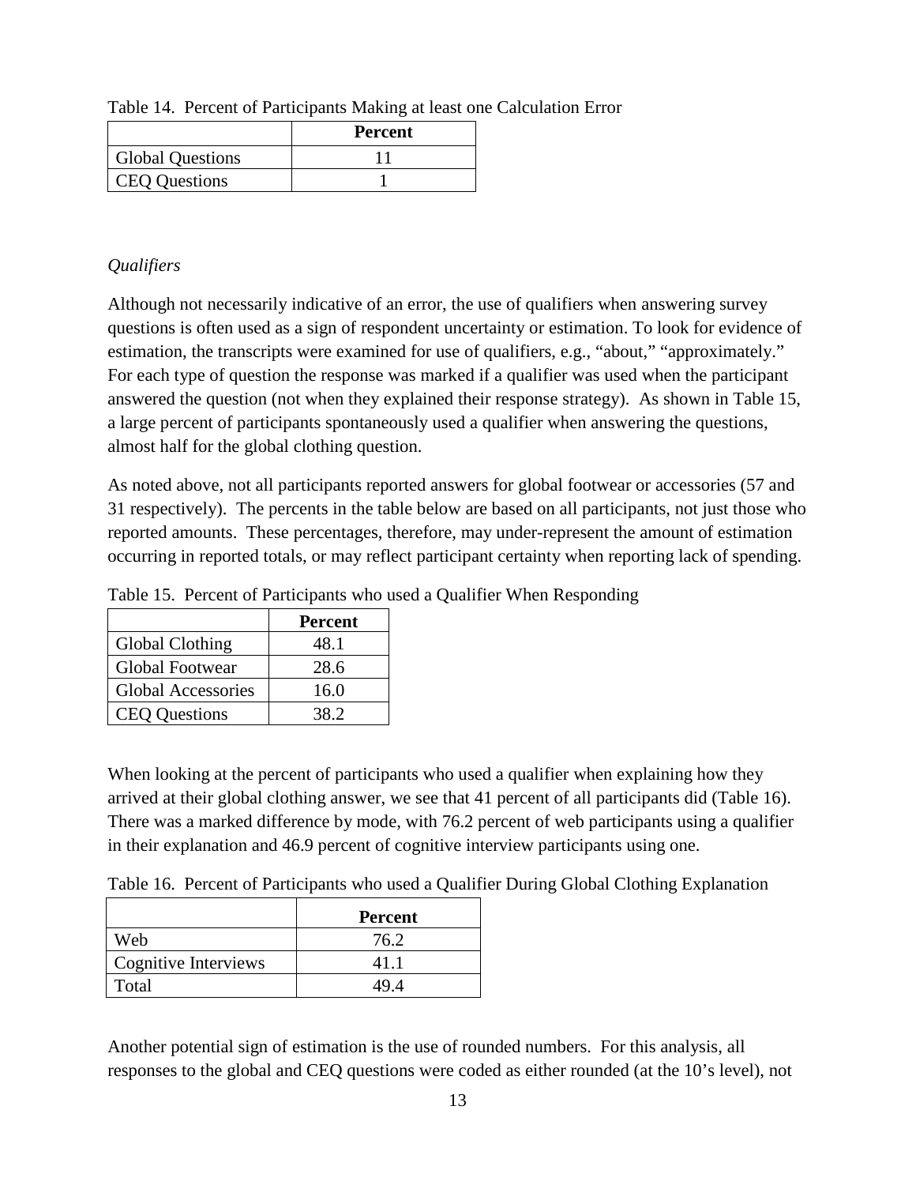Table 14. Percent of Participants Making at least one Calculation Error

| | Percent |
|---|---|
| Global Questions | 11 |
| CEQ Questions | 1 |

*Qualifiers*

Although not necessarily indicative of an error, the use of qualifiers when answering survey questions is often used as a sign of respondent uncertainty or estimation. To look for evidence of estimation, the transcripts were examined for use of qualifiers, e.g., "about," "approximately." For each type of question the response was marked if a qualifier was used when the participant answered the question (not when they explained their response strategy). As shown in Table 15, a large percent of participants spontaneously used a qualifier when answering the questions, almost half for the global clothing question.

As noted above, not all participants reported answers for global footwear or accessories (57 and 31 respectively). The percents in the table below are based on all participants, not just those who reported amounts. These percentages, therefore, may under-represent the amount of estimation occurring in reported totals, or may reflect participant certainty when reporting lack of spending.

Table 15. Percent of Participants who used a Qualifier When Responding

| | Percent |
|---|---|
| Global Clothing | 48.1 |
| Global Footwear | 28.6 |
| Global Accessories | 16.0 |
| CEQ Questions | 38.2 |

When looking at the percent of participants who used a qualifier when explaining how they arrived at their global clothing answer, we see that 41 percent of all participants did (Table 16). There was a marked difference by mode, with 76.2 percent of web participants using a qualifier in their explanation and 46.9 percent of cognitive interview participants using one.

Table 16. Percent of Participants who used a Qualifier During Global Clothing Explanation

| | Percent |
|---|---|
| Web | 76.2 |
| Cognitive Interviews | 41.1 |
| Total | 49.4 |

Another potential sign of estimation is the use of rounded numbers. For this analysis, all responses to the global and CEQ questions were coded as either rounded (at the 10's level), not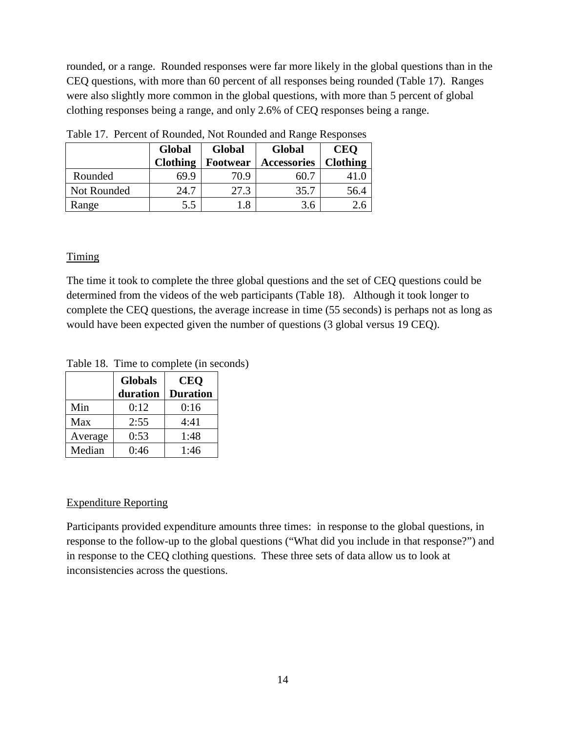rounded, or a range. Rounded responses were far more likely in the global questions than in the CEQ questions, with more than 60 percent of all responses being rounded (Table 17). Ranges were also slightly more common in the global questions, with more than 5 percent of global clothing responses being a range, and only 2.6% of CEQ responses being a range.

Table 17. Percent of Rounded, Not Rounded and Range Responses

| | Global Clothing | Global Footwear | Global Accessories | CEQ Clothing |
|---|---|---|---|---|
| Rounded | 69.9 | 70.9 | 60.7 | 41.0 |
| Not Rounded | 24.7 | 27.3 | 35.7 | 56.4 |
| Range | 5.5 | 1.8 | 3.6 | 2.6 |

Timing

The time it took to complete the three global questions and the set of CEQ questions could be determined from the videos of the web participants (Table 18). Although it took longer to complete the CEQ questions, the average increase in time (55 seconds) is perhaps not as long as would have been expected given the number of questions (3 global versus 19 CEQ).

Table 18. Time to complete (in seconds)

| | Globals duration | CEQ Duration |
|---|---|---|
| Min | 0:12 | 0:16 |
| Max | 2:55 | 4:41 |
| Average | 0:53 | 1:48 |
| Median | 0:46 | 1:46 |

Expenditure Reporting

Participants provided expenditure amounts three times: in response to the global questions, in response to the follow-up to the global questions ("What did you include in that response?") and in response to the CEQ clothing questions. These three sets of data allow us to look at inconsistencies across the questions.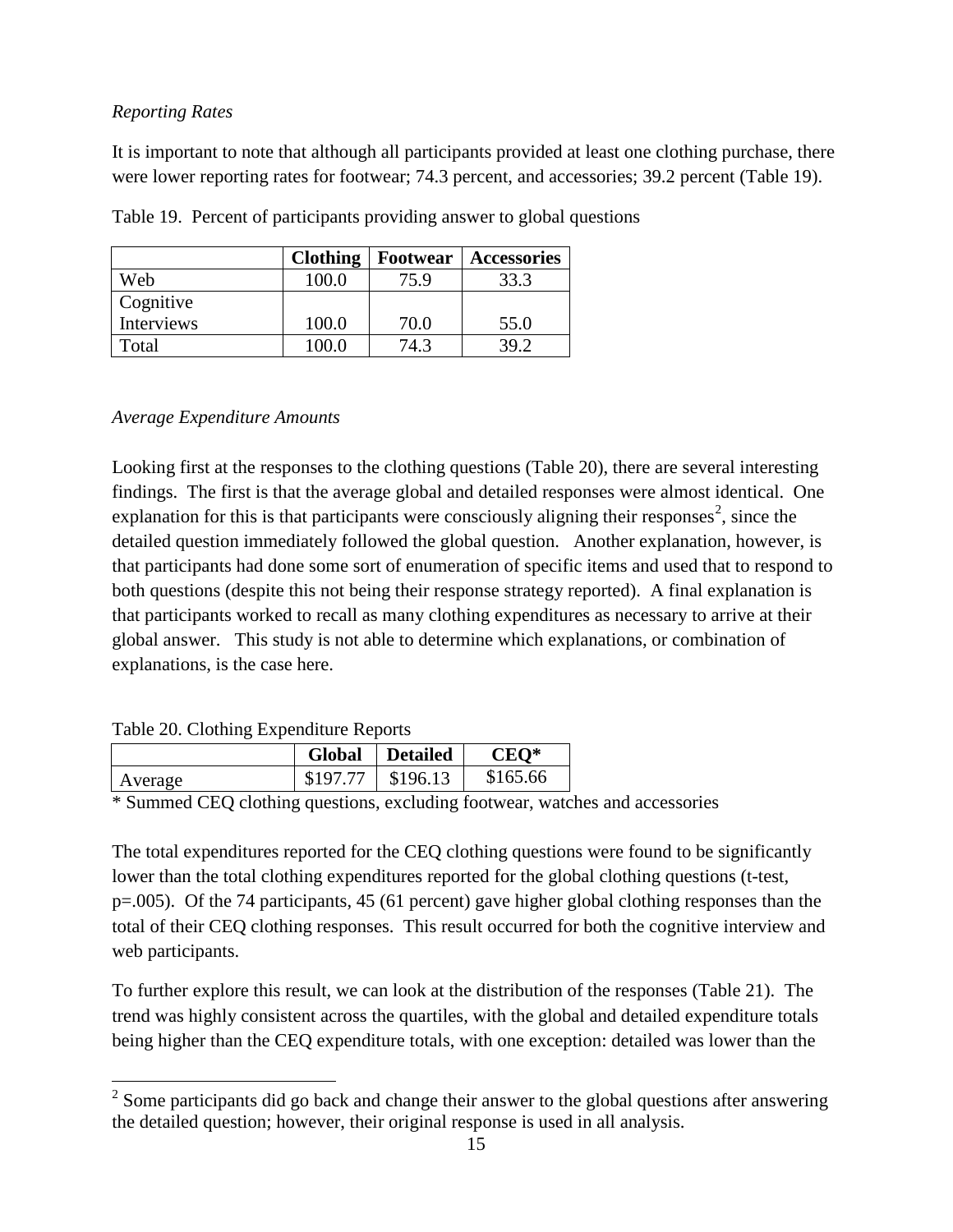*Reporting Rates*

It is important to note that although all participants provided at least one clothing purchase, there were lower reporting rates for footwear; 74.3 percent, and accessories; 39.2 percent (Table 19).

Table 19. Percent of participants providing answer to global questions

| | Clothing | Footwear | Accessories |
|---|---|---|---|
| Web | 100.0 | 75.9 | 33.3 |
| Cognitive Interviews | 100.0 | 70.0 | 55.0 |
| Total | 100.0 | 74.3 | 39.2 |

*Average Expenditure Amounts*

Looking first at the responses to the clothing questions (Table 20), there are several interesting findings. The first is that the average global and detailed responses were almost identical. One explanation for this is that participants were consciously aligning their responses[2], since the detailed question immediately followed the global question. Another explanation, however, is that participants had done some sort of enumeration of specific items and used that to respond to both questions (despite this not being their response strategy reported). A final explanation is that participants worked to recall as many clothing expenditures as necessary to arrive at their global answer. This study is not able to determine which explanations, or combination of explanations, is the case here.

Table 20. Clothing Expenditure Reports

| | Global | Detailed | CEQ* |
|---|---|---|---|
| Average | $197.77 | $196.13 | $165.66 |

* Summed CEQ clothing questions, excluding footwear, watches and accessories

The total expenditures reported for the CEQ clothing questions were found to be significantly lower than the total clothing expenditures reported for the global clothing questions (t-test, $p=.005$). Of the 74 participants, 45 (61 percent) gave higher global clothing responses than the total of their CEQ clothing responses. This result occurred for both the cognitive interview and web participants.

To further explore this result, we can look at the distribution of the responses (Table 21). The trend was highly consistent across the quartiles, with the global and detailed expenditure totals being higher than the CEQ expenditure totals, with one exception: detailed was lower than the

[2] Some participants did go back and change their answer to the global questions after answering the detailed question; however, their original response is used in all analysis.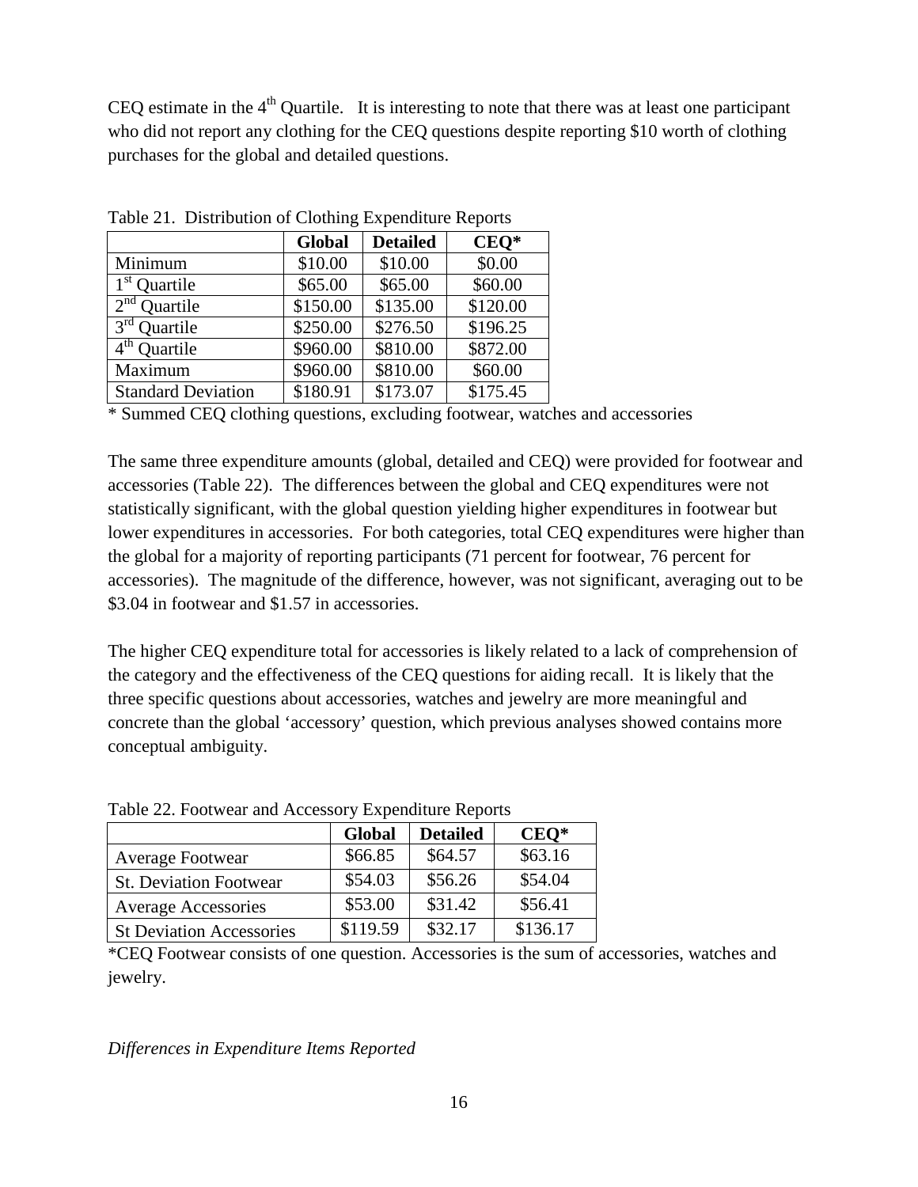CEQ estimate in the 4th Quartile. It is interesting to note that there was at least one participant who did not report any clothing for the CEQ questions despite reporting $10 worth of clothing purchases for the global and detailed questions.

Table 21. Distribution of Clothing Expenditure Reports

| | Global | Detailed | CEQ* |
|---|---|---|---|
| Minimum | $10.00 | $10.00 | $0.00 |
| 1st Quartile | $65.00 | $65.00 | $60.00 |
| 2nd Quartile | $150.00 | $135.00 | $120.00 |
| 3rd Quartile | $250.00 | $276.50 | $196.25 |
| 4th Quartile | $960.00 | $810.00 | $872.00 |
| Maximum | $960.00 | $810.00 | $60.00 |
| Standard Deviation | $180.91 | $173.07 | $175.45 |

\* Summed CEQ clothing questions, excluding footwear, watches and accessories

The same three expenditure amounts (global, detailed and CEQ) were provided for footwear and accessories (Table 22). The differences between the global and CEQ expenditures were not statistically significant, with the global question yielding higher expenditures in footwear but lower expenditures in accessories. For both categories, total CEQ expenditures were higher than the global for a majority of reporting participants (71 percent for footwear, 76 percent for accessories). The magnitude of the difference, however, was not significant, averaging out to be $3.04 in footwear and $1.57 in accessories.

The higher CEQ expenditure total for accessories is likely related to a lack of comprehension of the category and the effectiveness of the CEQ questions for aiding recall. It is likely that the three specific questions about accessories, watches and jewelry are more meaningful and concrete than the global 'accessory' question, which previous analyses showed contains more conceptual ambiguity.

Table 22. Footwear and Accessory Expenditure Reports

| | Global | Detailed | CEQ* |
|---|---|---|---|
| Average Footwear | $66.85 | $64.57 | $63.16 |
| St. Deviation Footwear | $54.03 | $56.26 | $54.04 |
| Average Accessories | $53.00 | $31.42 | $56.41 |
| St Deviation Accessories | $119.59 | $32.17 | $136.17 |

*CEQ Footwear consists of one question. Accessories is the sum of accessories, watches and jewelry.

*Differences in Expenditure Items Reported*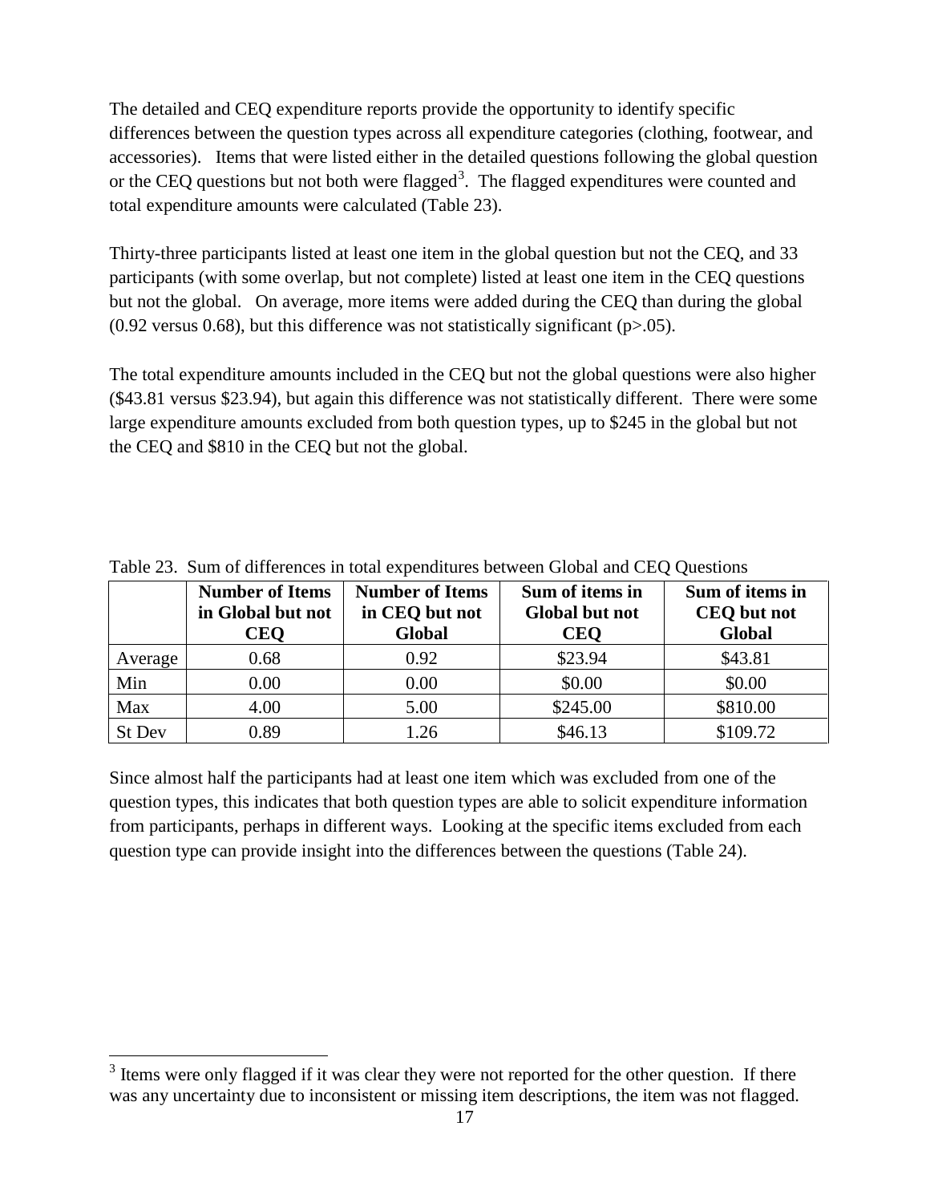The detailed and CEQ expenditure reports provide the opportunity to identify specific differences between the question types across all expenditure categories (clothing, footwear, and accessories). Items that were listed either in the detailed questions following the global question or the CEQ questions but not both were flagged[3]. The flagged expenditures were counted and total expenditure amounts were calculated (Table 23).

Thirty-three participants listed at least one item in the global question but not the CEQ, and 33 participants (with some overlap, but not complete) listed at least one item in the CEQ questions but not the global. On average, more items were added during the CEQ than during the global (0.92 versus 0.68), but this difference was not statistically significant ($p>.05$).

The total expenditure amounts included in the CEQ but not the global questions were also higher (\$43.81 versus \$23.94), but again this difference was not statistically different. There were some large expenditure amounts excluded from both question types, up to \$245 in the global but not the CEQ and \$810 in the CEQ but not the global.

Table 23. Sum of differences in total expenditures between Global and CEQ Questions

| | **Number of Items in Global but not CEQ** | **Number of Items in CEQ but not Global** | **Sum of items in Global but not CEQ** | **Sum of items in CEQ but not Global** |
|---|---|---|---|---|
| Average | 0.68 | 0.92 | \$23.94 | \$43.81 |
| Min | 0.00 | 0.00 | \$0.00 | \$0.00 |
| Max | 4.00 | 5.00 | \$245.00 | \$810.00 |
| St Dev | 0.89 | 1.26 | \$46.13 | \$109.72 |

Since almost half the participants had at least one item which was excluded from one of the question types, this indicates that both question types are able to solicit expenditure information from participants, perhaps in different ways. Looking at the specific items excluded from each question type can provide insight into the differences between the questions (Table 24).

[3] Items were only flagged if it was clear they were not reported for the other question. If there was any uncertainty due to inconsistent or missing item descriptions, the item was not flagged.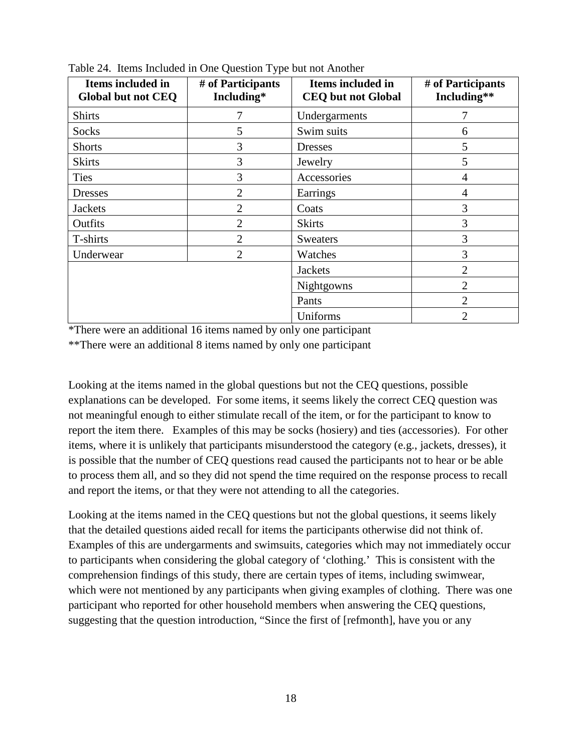Table 24. Items Included in One Question Type but not Another

| Items included in Global but not CEQ | # of Participants Including* | Items included in CEQ but not Global | # of Participants Including** |
|---|---|---|---|
| Shirts | 7 | Undergarments | 7 |
| Socks | 5 | Swim suits | 6 |
| Shorts | 3 | Dresses | 5 |
| Skirts | 3 | Jewelry | 5 |
| Ties | 3 | Accessories | 4 |
| Dresses | 2 | Earrings | 4 |
| Jackets | 2 | Coats | 3 |
| Outfits | 2 | Skirts | 3 |
| T-shirts | 2 | Sweaters | 3 |
| Underwear | 2 | Watches | 3 |
| | | Jackets | 2 |
| | | Nightgowns | 2 |
| | | Pants | 2 |
| | | Uniforms | 2 |

*There were an additional 16 items named by only one participant

**There were an additional 8 items named by only one participant

Looking at the items named in the global questions but not the CEQ questions, possible explanations can be developed. For some items, it seems likely the correct CEQ question was not meaningful enough to either stimulate recall of the item, or for the participant to know to report the item there. Examples of this may be socks (hosiery) and ties (accessories). For other items, where it is unlikely that participants misunderstood the category (e.g., jackets, dresses), it is possible that the number of CEQ questions read caused the participants not to hear or be able to process them all, and so they did not spend the time required on the response process to recall and report the items, or that they were not attending to all the categories.

Looking at the items named in the CEQ questions but not the global questions, it seems likely that the detailed questions aided recall for items the participants otherwise did not think of. Examples of this are undergarments and swimsuits, categories which may not immediately occur to participants when considering the global category of 'clothing.' This is consistent with the comprehension findings of this study, there are certain types of items, including swimwear, which were not mentioned by any participants when giving examples of clothing. There was one participant who reported for other household members when answering the CEQ questions, suggesting that the question introduction, "Since the first of [refmonth], have you or any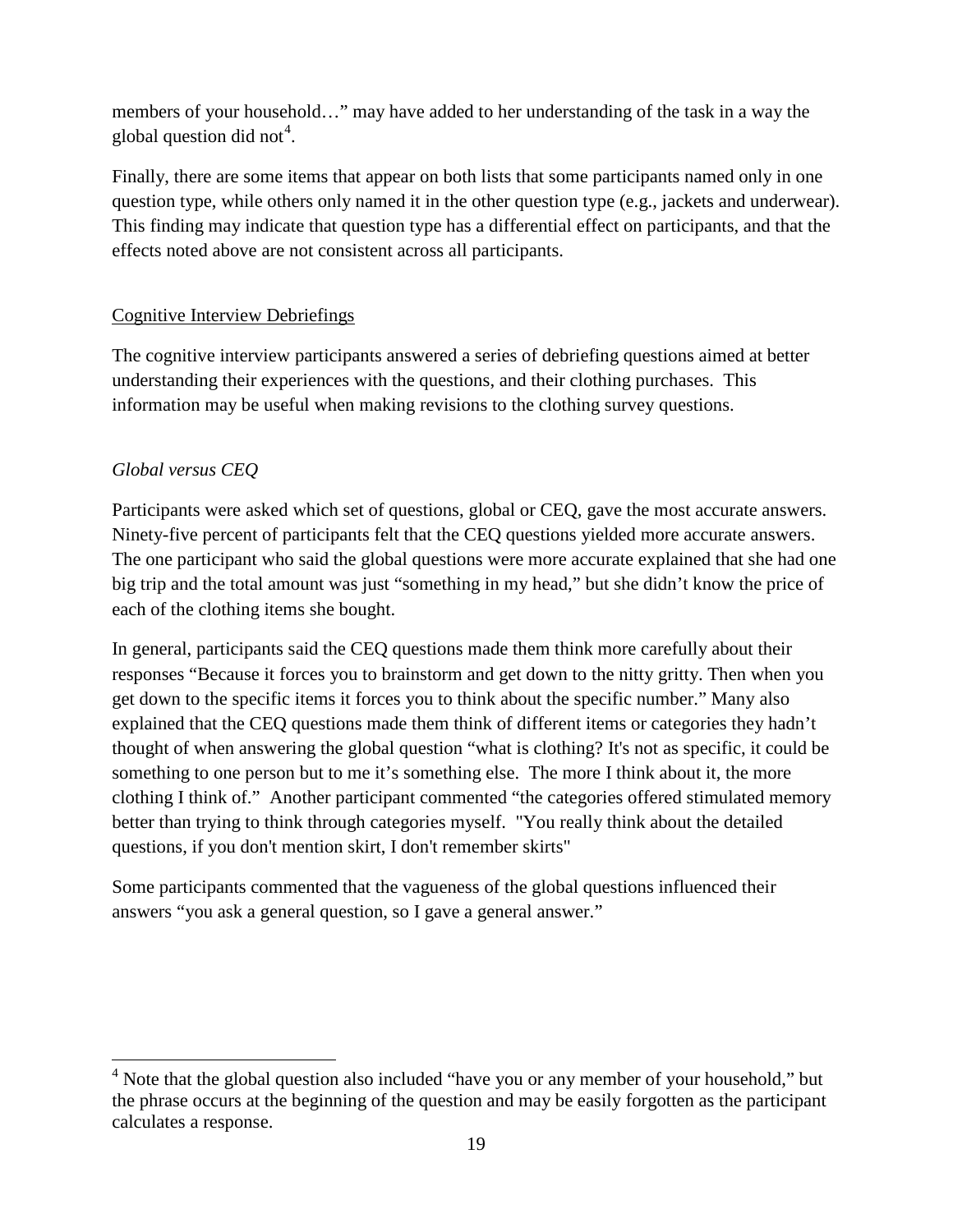members of your household…" may have added to her understanding of the task in a way the global question did not[4].

Finally, there are some items that appear on both lists that some participants named only in one question type, while others only named it in the other question type (e.g., jackets and underwear). This finding may indicate that question type has a differential effect on participants, and that the effects noted above are not consistent across all participants.

## Cognitive Interview Debriefings

The cognitive interview participants answered a series of debriefing questions aimed at better understanding their experiences with the questions, and their clothing purchases. This information may be useful when making revisions to the clothing survey questions.

### *Global versus CEQ*

Participants were asked which set of questions, global or CEQ, gave the most accurate answers. Ninety-five percent of participants felt that the CEQ questions yielded more accurate answers. The one participant who said the global questions were more accurate explained that she had one big trip and the total amount was just "something in my head," but she didn't know the price of each of the clothing items she bought.

In general, participants said the CEQ questions made them think more carefully about their responses "Because it forces you to brainstorm and get down to the nitty gritty. Then when you get down to the specific items it forces you to think about the specific number." Many also explained that the CEQ questions made them think of different items or categories they hadn't thought of when answering the global question "what is clothing? It's not as specific, it could be something to one person but to me it's something else. The more I think about it, the more clothing I think of." Another participant commented "the categories offered stimulated memory better than trying to think through categories myself. "You really think about the detailed questions, if you don't mention skirt, I don't remember skirts"

Some participants commented that the vagueness of the global questions influenced their answers "you ask a general question, so I gave a general answer."

---

[4] Note that the global question also included "have you or any member of your household," but the phrase occurs at the beginning of the question and may be easily forgotten as the participant calculates a response.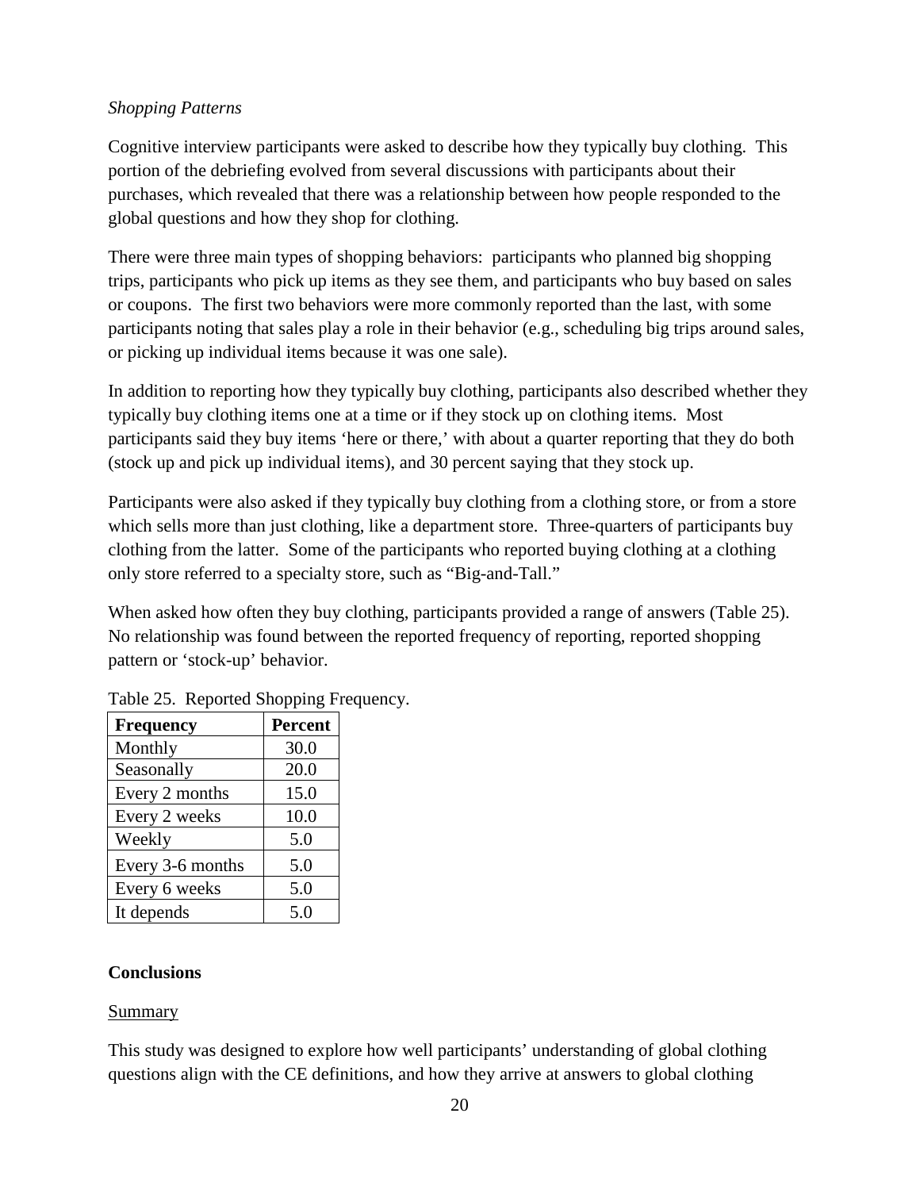*Shopping Patterns*

Cognitive interview participants were asked to describe how they typically buy clothing. This portion of the debriefing evolved from several discussions with participants about their purchases, which revealed that there was a relationship between how people responded to the global questions and how they shop for clothing.

There were three main types of shopping behaviors: participants who planned big shopping trips, participants who pick up items as they see them, and participants who buy based on sales or coupons. The first two behaviors were more commonly reported than the last, with some participants noting that sales play a role in their behavior (e.g., scheduling big trips around sales, or picking up individual items because it was one sale).

In addition to reporting how they typically buy clothing, participants also described whether they typically buy clothing items one at a time or if they stock up on clothing items. Most participants said they buy items 'here or there,' with about a quarter reporting that they do both (stock up and pick up individual items), and 30 percent saying that they stock up.

Participants were also asked if they typically buy clothing from a clothing store, or from a store which sells more than just clothing, like a department store. Three-quarters of participants buy clothing from the latter. Some of the participants who reported buying clothing at a clothing only store referred to a specialty store, such as "Big-and-Tall."

When asked how often they buy clothing, participants provided a range of answers (Table 25). No relationship was found between the reported frequency of reporting, reported shopping pattern or 'stock-up' behavior.

Table 25. Reported Shopping Frequency.

| Frequency | Percent |
|---|---|
| Monthly | 30.0 |
| Seasonally | 20.0 |
| Every 2 months | 15.0 |
| Every 2 weeks | 10.0 |
| Weekly | 5.0 |
| Every 3-6 months | 5.0 |
| Every 6 weeks | 5.0 |
| It depends | 5.0 |

## Conclusions

### Summary

This study was designed to explore how well participants' understanding of global clothing questions align with the CE definitions, and how they arrive at answers to global clothing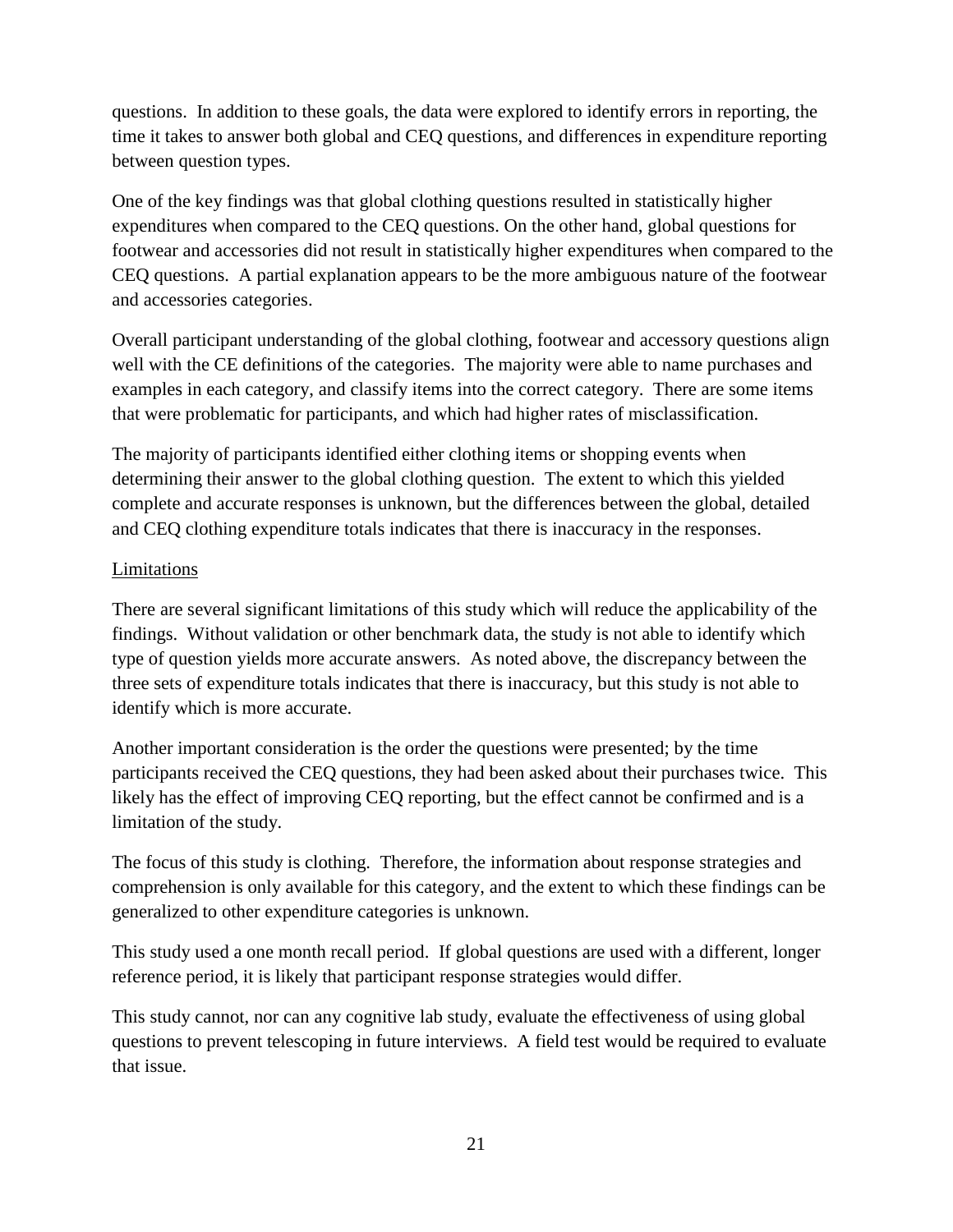questions. In addition to these goals, the data were explored to identify errors in reporting, the time it takes to answer both global and CEQ questions, and differences in expenditure reporting between question types.

One of the key findings was that global clothing questions resulted in statistically higher expenditures when compared to the CEQ questions. On the other hand, global questions for footwear and accessories did not result in statistically higher expenditures when compared to the CEQ questions. A partial explanation appears to be the more ambiguous nature of the footwear and accessories categories.

Overall participant understanding of the global clothing, footwear and accessory questions align well with the CE definitions of the categories. The majority were able to name purchases and examples in each category, and classify items into the correct category. There are some items that were problematic for participants, and which had higher rates of misclassification.

The majority of participants identified either clothing items or shopping events when determining their answer to the global clothing question. The extent to which this yielded complete and accurate responses is unknown, but the differences between the global, detailed and CEQ clothing expenditure totals indicates that there is inaccuracy in the responses.

<u>Limitations</u>

There are several significant limitations of this study which will reduce the applicability of the findings. Without validation or other benchmark data, the study is not able to identify which type of question yields more accurate answers. As noted above, the discrepancy between the three sets of expenditure totals indicates that there is inaccuracy, but this study is not able to identify which is more accurate.

Another important consideration is the order the questions were presented; by the time participants received the CEQ questions, they had been asked about their purchases twice. This likely has the effect of improving CEQ reporting, but the effect cannot be confirmed and is a limitation of the study.

The focus of this study is clothing. Therefore, the information about response strategies and comprehension is only available for this category, and the extent to which these findings can be generalized to other expenditure categories is unknown.

This study used a one month recall period. If global questions are used with a different, longer reference period, it is likely that participant response strategies would differ.

This study cannot, nor can any cognitive lab study, evaluate the effectiveness of using global questions to prevent telescoping in future interviews. A field test would be required to evaluate that issue.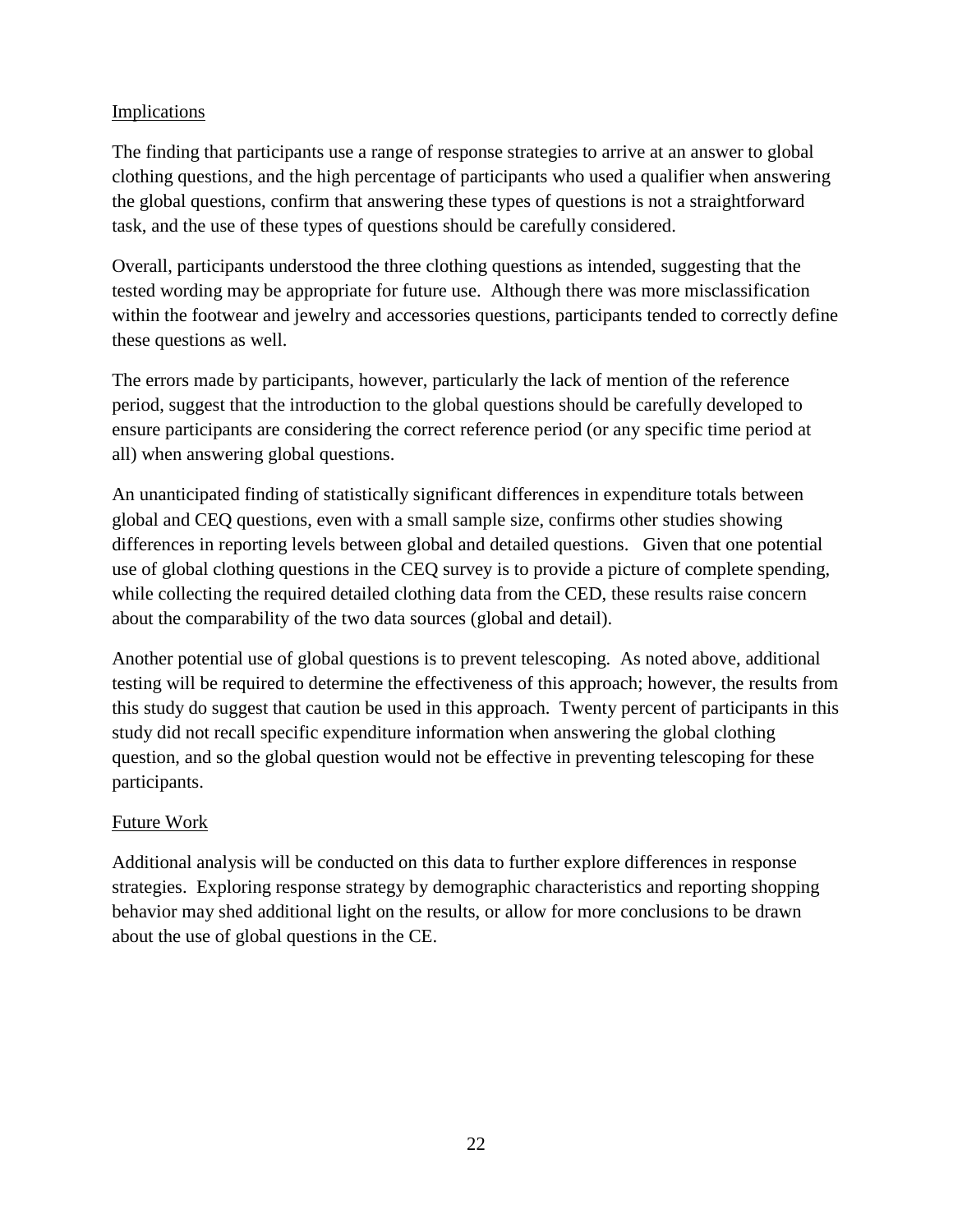Implications

The finding that participants use a range of response strategies to arrive at an answer to global clothing questions, and the high percentage of participants who used a qualifier when answering the global questions, confirm that answering these types of questions is not a straightforward task, and the use of these types of questions should be carefully considered.

Overall, participants understood the three clothing questions as intended, suggesting that the tested wording may be appropriate for future use. Although there was more misclassification within the footwear and jewelry and accessories questions, participants tended to correctly define these questions as well.

The errors made by participants, however, particularly the lack of mention of the reference period, suggest that the introduction to the global questions should be carefully developed to ensure participants are considering the correct reference period (or any specific time period at all) when answering global questions.

An unanticipated finding of statistically significant differences in expenditure totals between global and CEQ questions, even with a small sample size, confirms other studies showing differences in reporting levels between global and detailed questions. Given that one potential use of global clothing questions in the CEQ survey is to provide a picture of complete spending, while collecting the required detailed clothing data from the CED, these results raise concern about the comparability of the two data sources (global and detail).

Another potential use of global questions is to prevent telescoping. As noted above, additional testing will be required to determine the effectiveness of this approach; however, the results from this study do suggest that caution be used in this approach. Twenty percent of participants in this study did not recall specific expenditure information when answering the global clothing question, and so the global question would not be effective in preventing telescoping for these participants.

Future Work

Additional analysis will be conducted on this data to further explore differences in response strategies. Exploring response strategy by demographic characteristics and reporting shopping behavior may shed additional light on the results, or allow for more conclusions to be drawn about the use of global questions in the CE.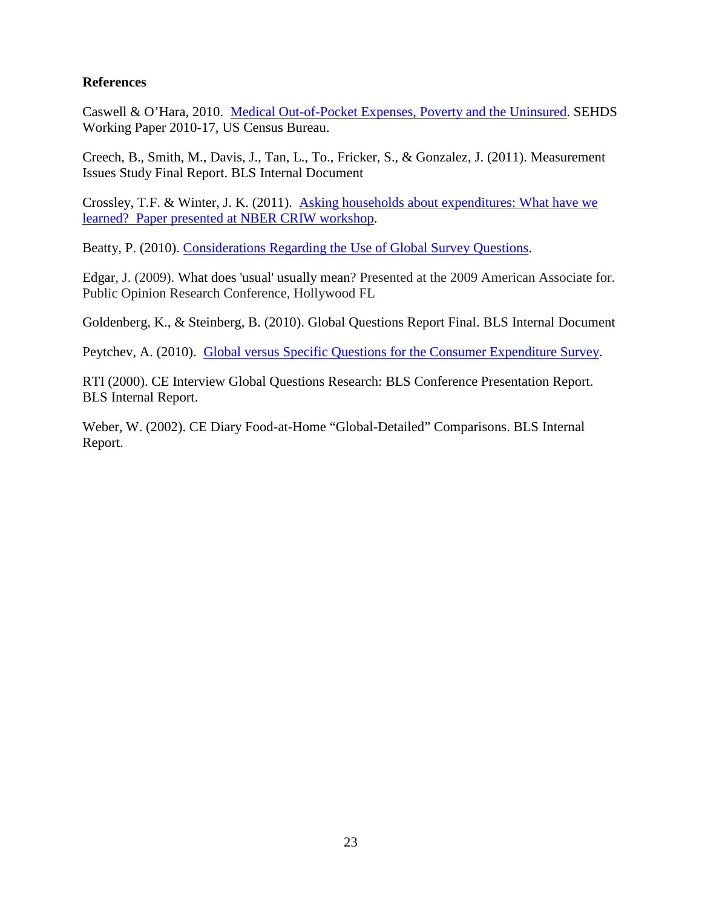**References**

Caswell & O'Hara, 2010. Medical Out-of-Pocket Expenses, Poverty and the Uninsured. SEHDS Working Paper 2010-17, US Census Bureau.

Creech, B., Smith, M., Davis, J., Tan, L., To., Fricker, S., & Gonzalez, J. (2011). Measurement Issues Study Final Report. BLS Internal Document

Crossley, T.F. & Winter, J. K. (2011). Asking households about expenditures: What have we learned? Paper presented at NBER CRIW workshop.

Beatty, P. (2010). Considerations Regarding the Use of Global Survey Questions.

Edgar, J. (2009). What does 'usual' usually mean? Presented at the 2009 American Associate for. Public Opinion Research Conference, Hollywood FL

Goldenberg, K., & Steinberg, B. (2010). Global Questions Report Final. BLS Internal Document

Peytchev, A. (2010). Global versus Specific Questions for the Consumer Expenditure Survey.

RTI (2000). CE Interview Global Questions Research: BLS Conference Presentation Report. BLS Internal Report.

Weber, W. (2002). CE Diary Food-at-Home "Global-Detailed" Comparisons. BLS Internal Report.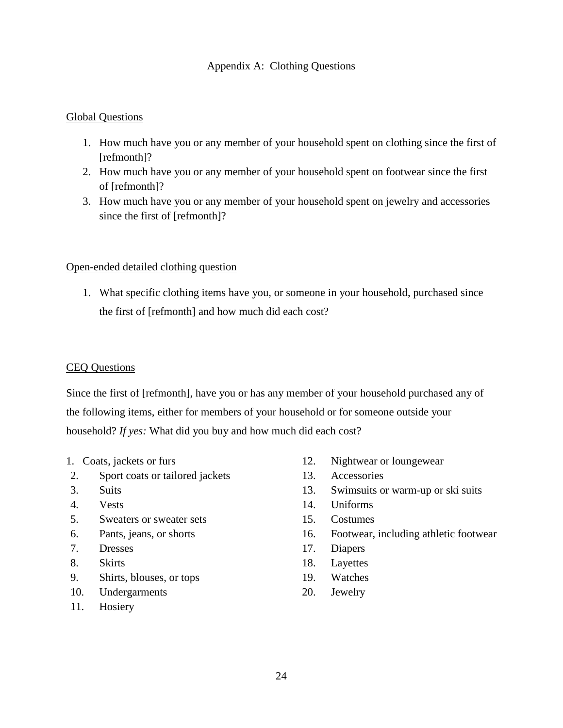# Appendix A: Clothing Questions

## Global Questions

1. How much have you or any member of your household spent on clothing since the first of [refmonth]?
2. How much have you or any member of your household spent on footwear since the first of [refmonth]?
3. How much have you or any member of your household spent on jewelry and accessories since the first of [refmonth]?

## Open-ended detailed clothing question

1. What specific clothing items have you, or someone in your household, purchased since the first of [refmonth] and how much did each cost?

## CEQ Questions

Since the first of [refmonth], have you or has any member of your household purchased any of the following items, either for members of your household or for someone outside your household? *If yes:* What did you buy and how much did each cost?

1. Coats, jackets or furs
2. Sport coats or tailored jackets
3. Suits
4. Vests
5. Sweaters or sweater sets
6. Pants, jeans, or shorts
7. Dresses
8. Skirts
9. Shirts, blouses, or tops
10. Undergarments
11. Hosiery
12. Nightwear or loungewear
13. Accessories
13. Swimsuits or warm-up or ski suits
14. Uniforms
15. Costumes
16. Footwear, including athletic footwear
17. Diapers
18. Layettes
19. Watches
20. Jewelry